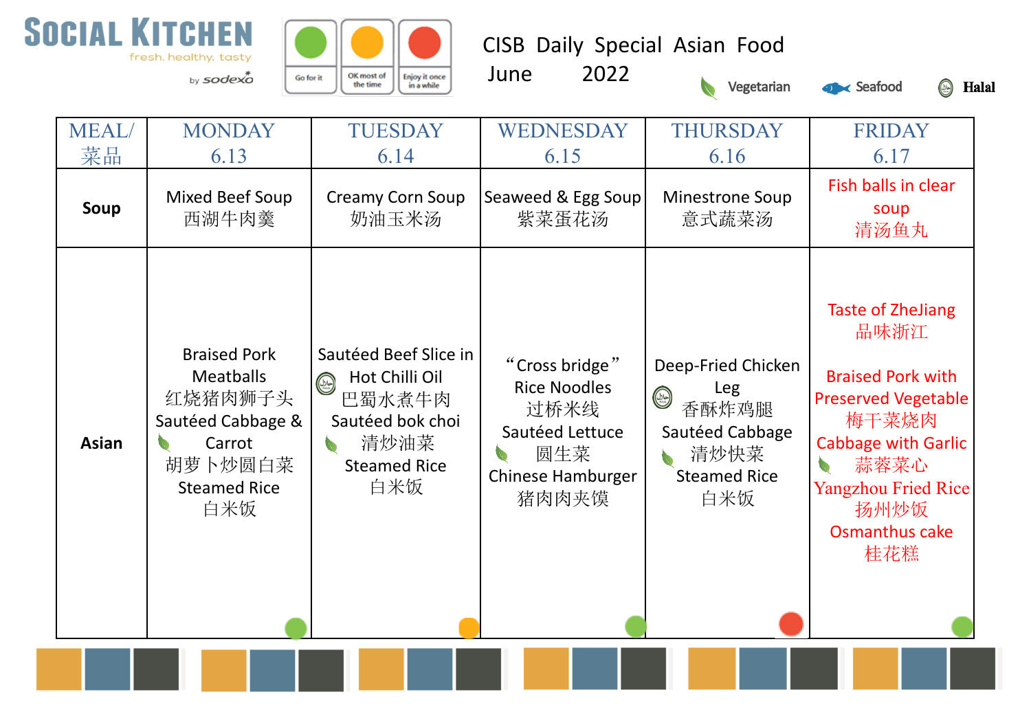# SOCIAL KITCHEN

fresh. healthy. tasty

by sodexo

Go for it | OK most of the time | Enjoy it once in a while

## CISB Daily Special Asian Food

June 2022

Vegetarian | Seafood | Halal

| MEAL/ 菜品 | MONDAY 6.13 | TUESDAY 6.14 | WEDNESDAY 6.15 | THURSDAY 6.16 | FRIDAY 6.17 |
|---|---|---|---|---|---|
| **Soup** | Mixed Beef Soup 西湖牛肉羹 | Creamy Corn Soup 奶油玉米汤 | Seaweed & Egg Soup 紫菜蛋花汤 | Minestrone Soup 意式蔬菜汤 | Fish balls in clear soup 清汤鱼丸 |
| **Asian** | Braised Pork Meatballs 红烧猪肉狮子头 Sautéed Cabbage & Carrot 胡萝卜炒圆白菜 Steamed Rice 白米饭 | Sautéed Beef Slice in Hot Chilli Oil 巴蜀水煮牛肉 Sautéed bok choi 清炒油菜 Steamed Rice 白米饭 | "Cross bridge" Rice Noodles 过桥米线 Sautéed Lettuce 圆生菜 Chinese Hamburger 猪肉肉夹馍 | Deep-Fried Chicken Leg 香酥炸鸡腿 Sautéed Cabbage 清炒快菜 Steamed Rice 白米饭 | Taste of ZheJiang 品味浙江 Braised Pork with Preserved Vegetable 梅干菜烧肉 Cabbage with Garlic 蒜蓉菜心 Yangzhou Fried Rice 扬州炒饭 Osmanthus cake 桂花糕 |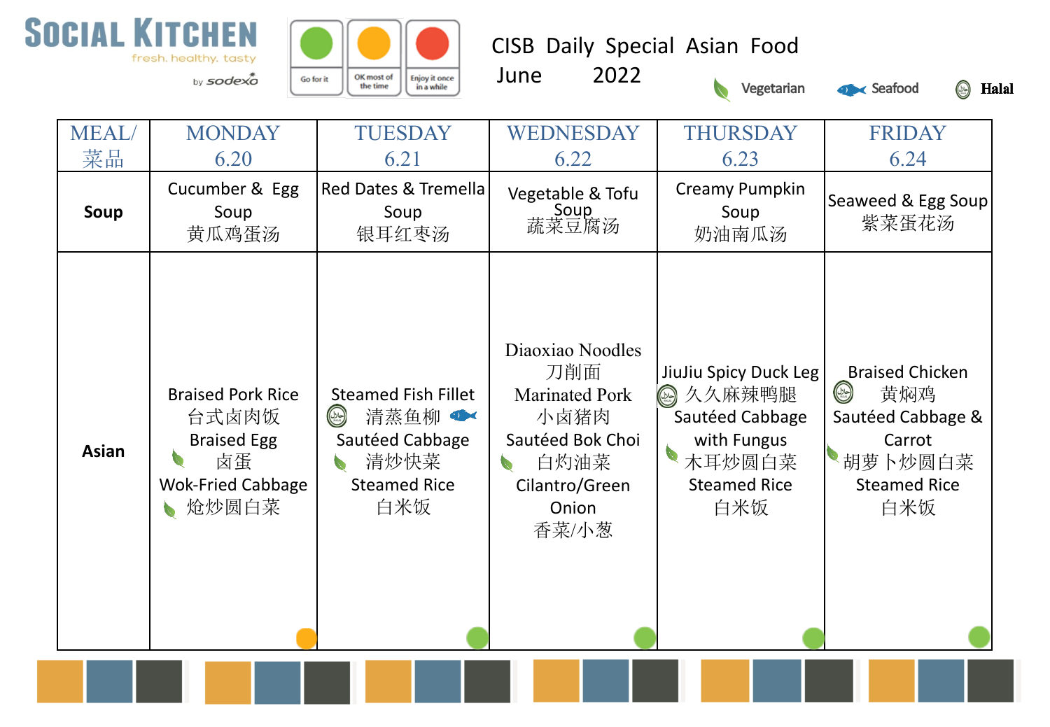# SOCIAL KITCHEN

fresh. healthy. tasty

by sodexo

Go for it | OK most of the time | Enjoy it once in a while

## CISB Daily Special Asian Food

## June 2022

Vegetarian · Seafood · Halal

| MEAL/ 菜品 | MONDAY 6.20 | TUESDAY 6.21 | WEDNESDAY 6.22 | THURSDAY 6.23 | FRIDAY 6.24 |
|---|---|---|---|---|---|
| **Soup** | Cucumber & Egg Soup 黄瓜鸡蛋汤 | Red Dates & Tremella Soup 银耳红枣汤 | Vegetable & Tofu Soup 蔬菜豆腐汤 | Creamy Pumpkin Soup 奶油南瓜汤 | Seaweed & Egg Soup 紫菜蛋花汤 |
| **Asian** | Braised Pork Rice 台式卤肉饭<br>Braised Egg 卤蛋 (Vegetarian)<br>Wok-Fried Cabbage 炝炒圆白菜 (Vegetarian) | Steamed Fish Fillet 清蒸鱼柳 (Halal, Seafood)<br>Sautéed Cabbage 清炒快菜 (Vegetarian)<br>Steamed Rice 白米饭 | Diaoxiao Noodles 刀削面<br>Marinated Pork 小卤猪肉<br>Sautéed Bok Choi 白灼油菜 (Vegetarian)<br>Cilantro/Green Onion 香菜/小葱 | JiuJiu Spicy Duck Leg 久久麻辣鸭腿 (Halal)<br>Sautéed Cabbage with Fungus 木耳炒圆白菜 (Vegetarian)<br>Steamed Rice 白米饭 | Braised Chicken 黄焖鸡 (Halal)<br>Sautéed Cabbage & Carrot 胡萝卜炒圆白菜 (Vegetarian)<br>Steamed Rice 白米饭 |